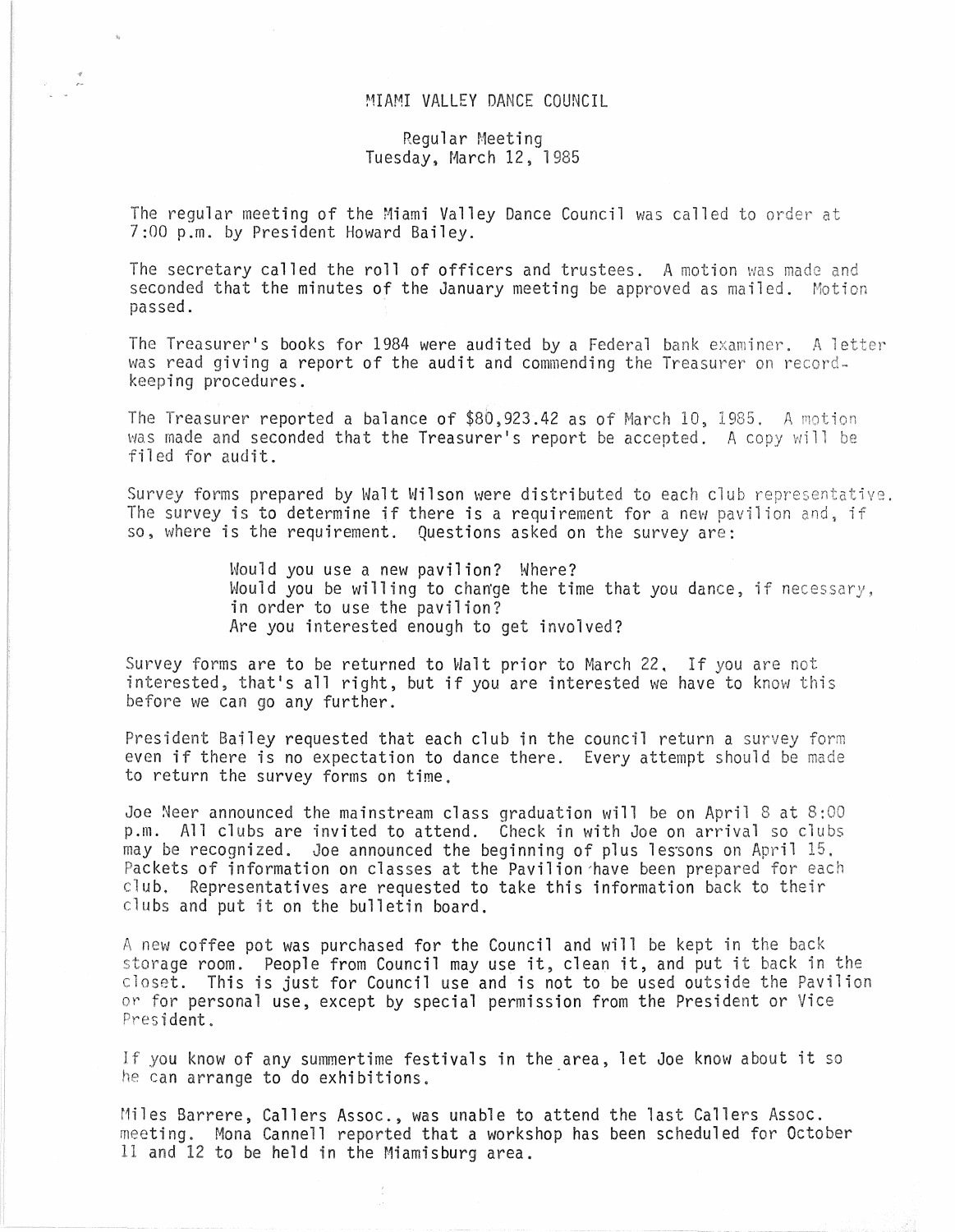# MIAMI VALLEY DANCE COUNCIL

## Regular Meeting
## Tuesday, March 12, 1985

The regular meeting of the Miami Valley Dance Council was called to order at 7:00 p.m. by President Howard Bailey.

The secretary called the roll of officers and trustees. A motion was made and seconded that the minutes of the January meeting be approved as mailed. Motion passed.

The Treasurer's books for 1984 were audited by a Federal bank examiner. A letter was read giving a report of the audit and commending the Treasurer on record-keeping procedures.

The Treasurer reported a balance of $80,923.42 as of March 10, 1985. A motion was made and seconded that the Treasurer's report be accepted. A copy will be filed for audit.

Survey forms prepared by Walt Wilson were distributed to each club representative. The survey is to determine if there is a requirement for a new pavilion and, if so, where is the requirement. Questions asked on the survey are:

> Would you use a new pavilion? Where?
> Would you be willing to change the time that you dance, if necessary, in order to use the pavilion?
> Are you interested enough to get involved?

Survey forms are to be returned to Walt prior to March 22. If you are not interested, that's all right, but if you are interested we have to know this before we can go any further.

President Bailey requested that each club in the council return a survey form even if there is no expectation to dance there. Every attempt should be made to return the survey forms on time.

Joe Neer announced the mainstream class graduation will be on April 8 at 8:00 p.m. All clubs are invited to attend. Check in with Joe on arrival so clubs may be recognized. Joe announced the beginning of plus lessons on April 15. Packets of information on classes at the Pavilion have been prepared for each club. Representatives are requested to take this information back to their clubs and put it on the bulletin board.

A new coffee pot was purchased for the Council and will be kept in the back storage room. People from Council may use it, clean it, and put it back in the closet. This is just for Council use and is not to be used outside the Pavilion or for personal use, except by special permission from the President or Vice President.

If you know of any summertime festivals in the area, let Joe know about it so he can arrange to do exhibitions.

Miles Barrere, Callers Assoc., was unable to attend the last Callers Assoc. meeting. Mona Cannell reported that a workshop has been scheduled for October 11 and 12 to be held in the Miamisburg area.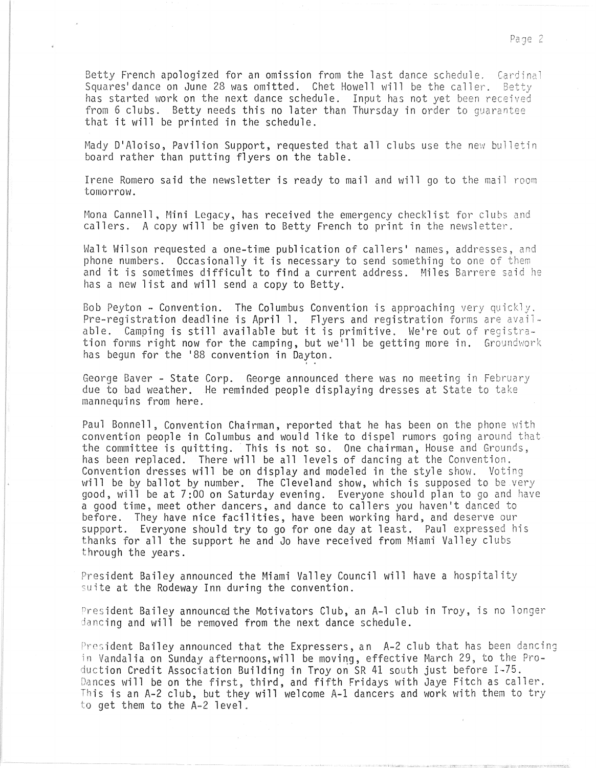Betty French apologized for an omission from the last dance schedule. Cardinal Squares' dance on June 28 was omitted. Chet Howell will be the caller. Betty has started work on the next dance schedule. Input has not yet been received from 6 clubs. Betty needs this no later than Thursday in order to guarantee that it will be printed in the schedule.

Mady D'Aloiso, Pavilion Support, requested that all clubs use the new bulletin board rather than putting flyers on the table.

Irene Romero said the newsletter is ready to mail and will go to the mail room tomorrow.

Mona Cannell, Mini Legacy, has received the emergency checklist for clubs and callers. A copy will be given to Betty French to print in the newsletter.

Walt Wilson requested a one-time publication of callers' names, addresses, and phone numbers. Occasionally it is necessary to send something to one of them and it is sometimes difficult to find a current address. Miles Barrere said he has a new list and will send a copy to Betty.

Bob Peyton - Convention. The Columbus Convention is approaching very quickly. Pre-registration deadline is April 1. Flyers and registration forms are available. Camping is still available but it is primitive. We're out of registration forms right now for the camping, but we'll be getting more in. Groundwork has begun for the '88 convention in Dayton.

George Baver - State Corp. George announced there was no meeting in February due to bad weather. He reminded people displaying dresses at State to take mannequins from here.

Paul Bonnell, Convention Chairman, reported that he has been on the phone with convention people in Columbus and would like to dispel rumors going around that the committee is quitting. This is not so. One chairman, House and Grounds, has been replaced. There will be all levels of dancing at the Convention. Convention dresses will be on display and modeled in the style show. Voting will be by ballot by number. The Cleveland show, which is supposed to be very good, will be at 7:00 on Saturday evening. Everyone should plan to go and have a good time, meet other dancers, and dance to callers you haven't danced to before. They have nice facilities, have been working hard, and deserve our support. Everyone should try to go for one day at least. Paul expressed his thanks for all the support he and Jo have received from Miami Valley clubs through the years.

President Bailey announced the Miami Valley Council will have a hospitality suite at the Rodeway Inn during the convention.

President Bailey announced the Motivators Club, an A-1 club in Troy, is no longer dancing and will be removed from the next dance schedule.

President Bailey announced that the Expressers, an A-2 club that has been dancing in Vandalia on Sunday afternoons, will be moving, effective March 29, to the Production Credit Association Building in Troy on SR 41 south just before I-75. Dances will be on the first, third, and fifth Fridays with Jaye Fitch as caller. This is an A-2 club, but they will welcome A-1 dancers and work with them to try to get them to the A-2 level.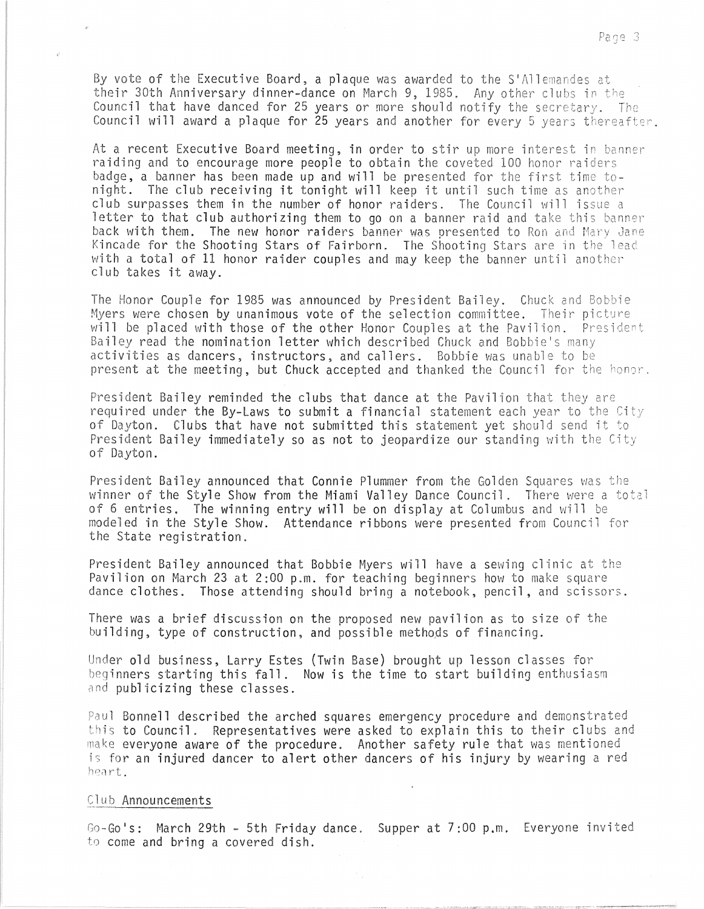By vote of the Executive Board, a plaque was awarded to the S'Allemandes at their 30th Anniversary dinner-dance on March 9, 1985. Any other clubs in the Council that have danced for 25 years or more should notify the secretary. The Council will award a plaque for 25 years and another for every 5 years thereafter.

At a recent Executive Board meeting, in order to stir up more interest in banner raiding and to encourage more people to obtain the coveted 100 honor raiders badge, a banner has been made up and will be presented for the first time tonight. The club receiving it tonight will keep it until such time as another club surpasses them in the number of honor raiders. The Council will issue a letter to that club authorizing them to go on a banner raid and take this banner back with them. The new honor raiders banner was presented to Ron and Mary Jane Kincade for the Shooting Stars of Fairborn. The Shooting Stars are in the lead with a total of 11 honor raider couples and may keep the banner until another club takes it away.

The Honor Couple for 1985 was announced by President Bailey. Chuck and Bobbie Myers were chosen by unanimous vote of the selection committee. Their picture will be placed with those of the other Honor Couples at the Pavilion. President Bailey read the nomination letter which described Chuck and Bobbie's many activities as dancers, instructors, and callers. Bobbie was unable to be present at the meeting, but Chuck accepted and thanked the Council for the honor.

President Bailey reminded the clubs that dance at the Pavilion that they are required under the By-Laws to submit a financial statement each year to the City of Dayton. Clubs that have not submitted this statement yet should send it to President Bailey immediately so as not to jeopardize our standing with the City of Dayton.

President Bailey announced that Connie Plummer from the Golden Squares was the winner of the Style Show from the Miami Valley Dance Council. There were a total of 6 entries. The winning entry will be on display at Columbus and will be modeled in the Style Show. Attendance ribbons were presented from Council for the State registration.

President Bailey announced that Bobbie Myers will have a sewing clinic at the Pavilion on March 23 at 2:00 p.m. for teaching beginners how to make square dance clothes. Those attending should bring a notebook, pencil, and scissors.

There was a brief discussion on the proposed new pavilion as to size of the building, type of construction, and possible methods of financing.

Under old business, Larry Estes (Twin Base) brought up lesson classes for beginners starting this fall. Now is the time to start building enthusiasm and publicizing these classes.

Paul Bonnell described the arched squares emergency procedure and demonstrated this to Council. Representatives were asked to explain this to their clubs and make everyone aware of the procedure. Another safety rule that was mentioned is for an injured dancer to alert other dancers of his injury by wearing a red heart.

## Club Announcements

Go-Go's: March 29th - 5th Friday dance. Supper at 7:00 p.m. Everyone invited to come and bring a covered dish.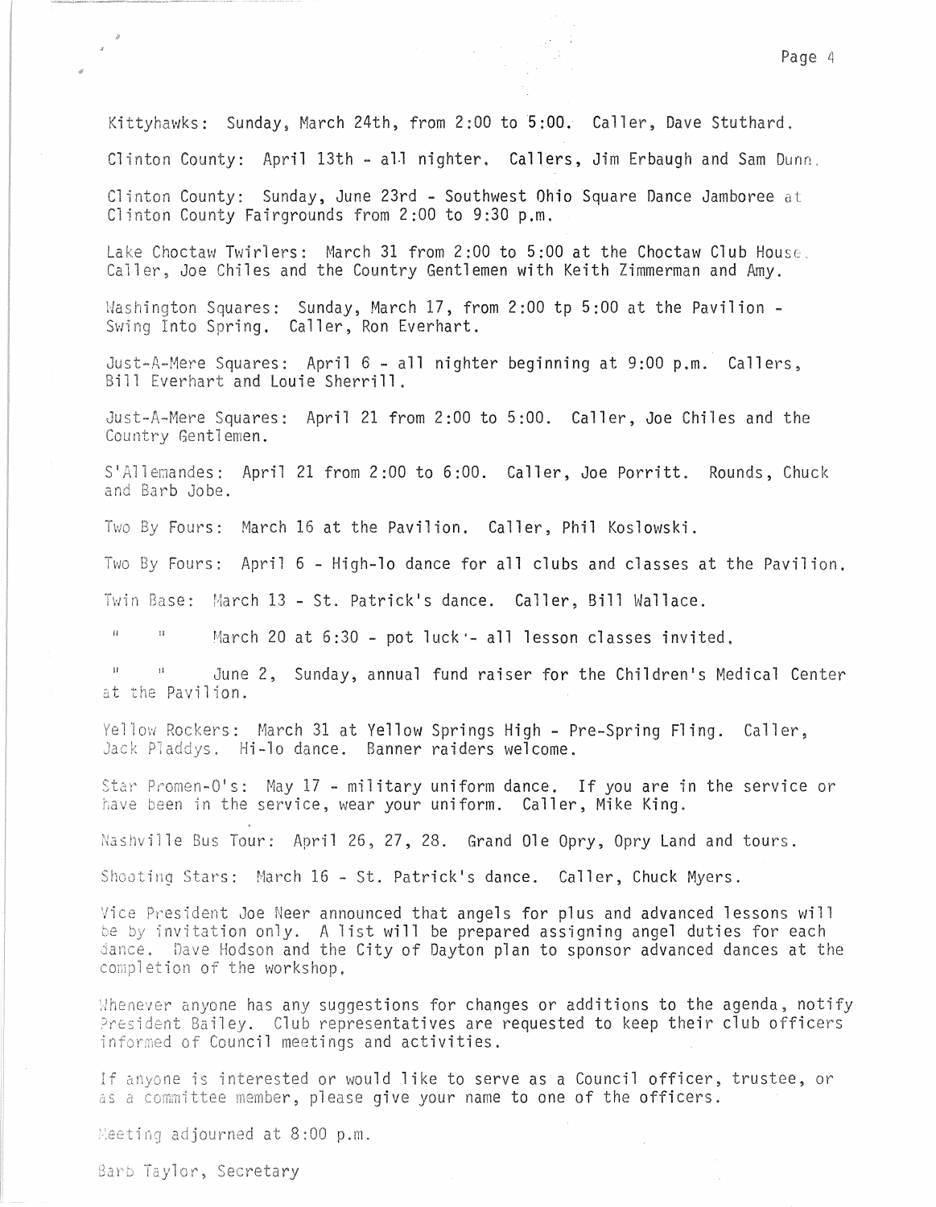Kittyhawks: Sunday, March 24th, from 2:00 to 5:00. Caller, Dave Stuthard.

Clinton County: April 13th - all nighter. Callers, Jim Erbaugh and Sam Dunn.

Clinton County: Sunday, June 23rd - Southwest Ohio Square Dance Jamboree at Clinton County Fairgrounds from 2:00 to 9:30 p.m.

Lake Choctaw Twirlers: March 31 from 2:00 to 5:00 at the Choctaw Club House. Caller, Joe Chiles and the Country Gentlemen with Keith Zimmerman and Amy.

Washington Squares: Sunday, March 17, from 2:00 tp 5:00 at the Pavilion - Swing Into Spring. Caller, Ron Everhart.

Just-A-Mere Squares: April 6 - all nighter beginning at 9:00 p.m. Callers, Bill Everhart and Louie Sherrill.

Just-A-Mere Squares: April 21 from 2:00 to 5:00. Caller, Joe Chiles and the Country Gentlemen.

S'Allemandes: April 21 from 2:00 to 6:00. Caller, Joe Porritt. Rounds, Chuck and Barb Jobe.

Two By Fours: March 16 at the Pavilion. Caller, Phil Koslowski.

Two By Fours: April 6 - High-lo dance for all clubs and classes at the Pavilion.

Twin Base: March 13 - St. Patrick's dance. Caller, Bill Wallace.

" " March 20 at 6:30 - pot luck - all lesson classes invited.

" " June 2, Sunday, annual fund raiser for the Children's Medical Center at the Pavilion.

Yellow Rockers: March 31 at Yellow Springs High - Pre-Spring Fling. Caller, Jack Pladdys. Hi-lo dance. Banner raiders welcome.

Star Promen-O's: May 17 - military uniform dance. If you are in the service or have been in the service, wear your uniform. Caller, Mike King.

Nashville Bus Tour: April 26, 27, 28. Grand Ole Opry, Opry Land and tours.

Shooting Stars: March 16 - St. Patrick's dance. Caller, Chuck Myers.

Vice President Joe Neer announced that angels for plus and advanced lessons will be by invitation only. A list will be prepared assigning angel duties for each dance. Dave Hodson and the City of Dayton plan to sponsor advanced dances at the completion of the workshop.

Whenever anyone has any suggestions for changes or additions to the agenda, notify President Bailey. Club representatives are requested to keep their club officers informed of Council meetings and activities.

If anyone is interested or would like to serve as a Council officer, trustee, or as a committee member, please give your name to one of the officers.

Meeting adjourned at 8:00 p.m.

Barb Taylor, Secretary